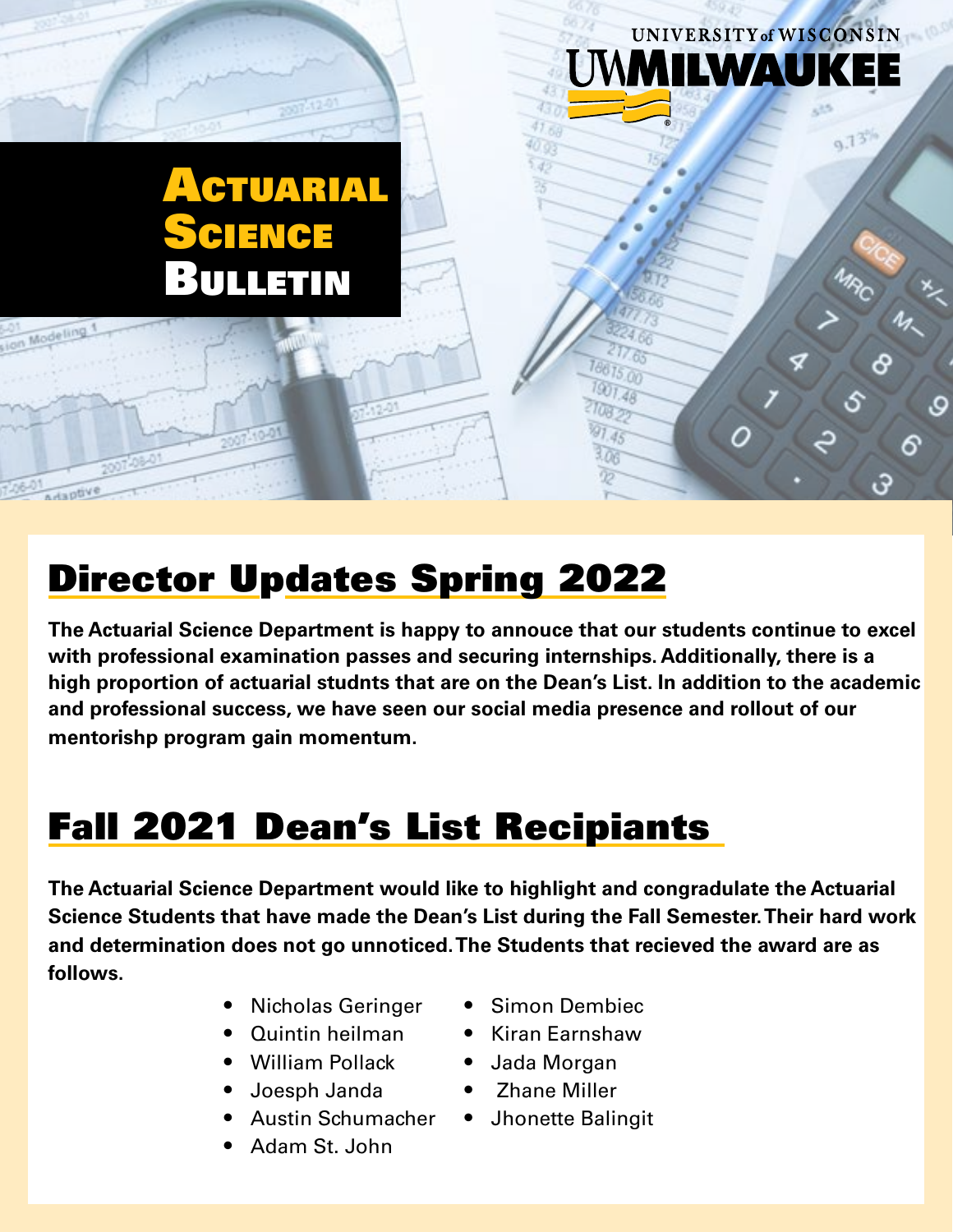UNIVERSITY of WISCONSIN
UWMILWAUKEE

# Actuarial Science Bulletin

## Director Updates Spring 2022

**The Actuarial Science Department is happy to annouce that our students continue to excel with professional examination passes and securing internships. Additionally, there is a high proportion of actuarial studnts that are on the Dean's List. In addition to the academic and professional success, we have seen our social media presence and rollout of our mentorishp program gain momentum.**

## Fall 2021 Dean's List Recipiants

**The Actuarial Science Department would like to highlight and congradulate the Actuarial Science Students that have made the Dean's List during the Fall Semester. Their hard work and determination does not go unnoticed. The Students that recieved the award are as follows.**

- Nicholas Geringer
- Quintin heilman
- William Pollack
- Joesph Janda
- Austin Schumacher
- Adam St. John
- Simon Dembiec
- Kiran Earnshaw
- Jada Morgan
- Zhane Miller
- Jhonette Balingit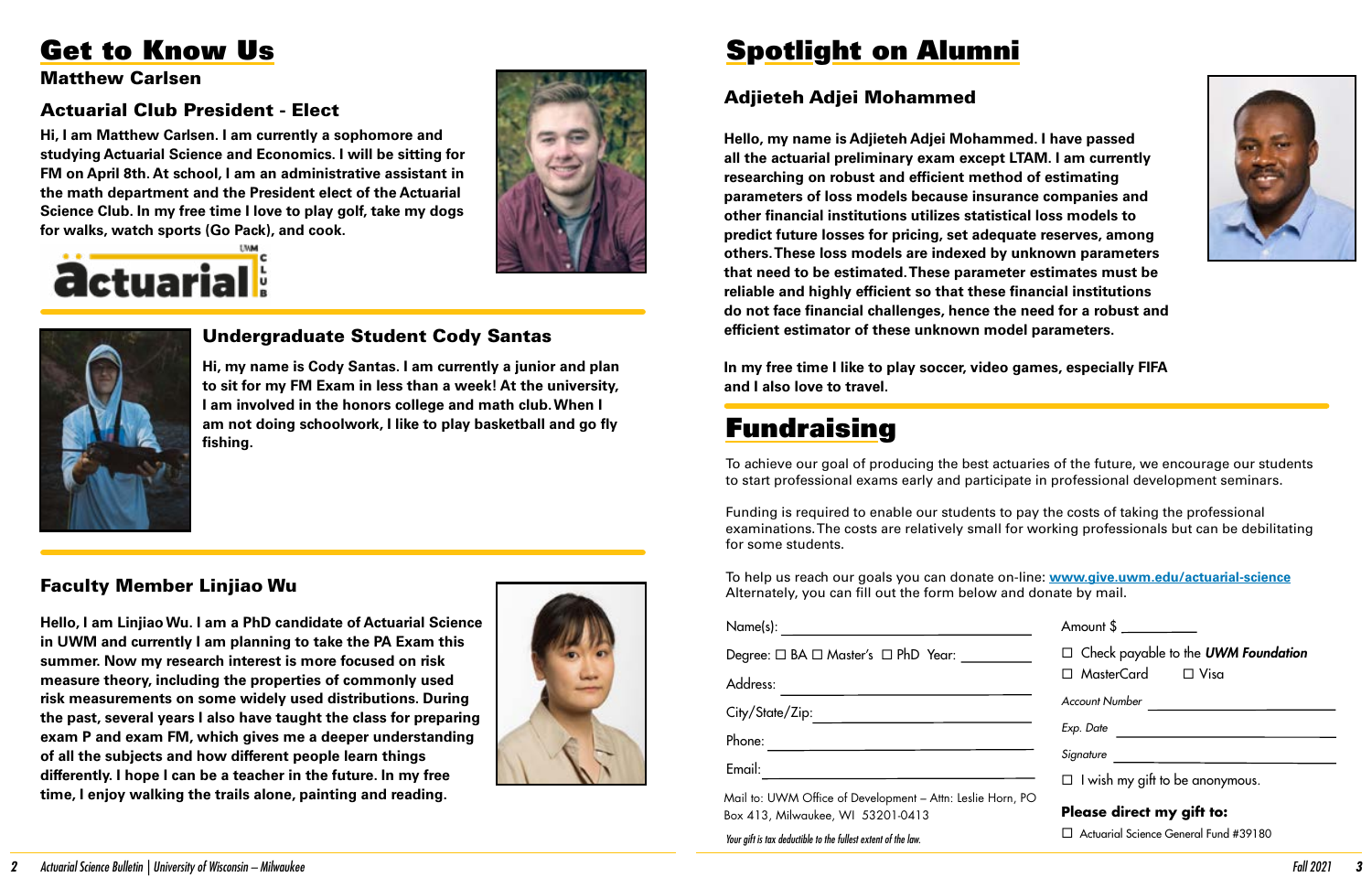# Get to Know Us

## Matthew Carlsen

### Actuarial Club President - Elect

**Hi, I am Matthew Carlsen. I am currently a sophomore and studying Actuarial Science and Economics. I will be sitting for FM on April 8th. At school, I am an administrative assistant in the math department and the President elect of the Actuarial Science Club. In my free time I love to play golf, take my dogs for walks, watch sports (Go Pack), and cook.**

### Undergraduate Student Cody Santas

**Hi, my name is Cody Santas. I am currently a junior and plan to sit for my FM Exam in less than a week! At the university, I am involved in the honors college and math club. When I am not doing schoolwork, I like to play basketball and go fly fishing.**

### Faculty Member Linjiao Wu

**Hello, I am Linjiao Wu. I am a PhD candidate of Actuarial Science in UWM and currently I am planning to take the PA Exam this summer. Now my research interest is more focused on risk measure theory, including the properties of commonly used risk measurements on some widely used distributions. During the past, several years I also have taught the class for preparing exam P and exam FM, which gives me a deeper understanding of all the subjects and how different people learn things differently. I hope I can be a teacher in the future. In my free time, I enjoy walking the trails alone, painting and reading.**

# Spotlight on Alumni

### Adjieteh Adjei Mohammed

**Hello, my name is Adjieteh Adjei Mohammed. I have passed all the actuarial preliminary exam except LTAM. I am currently researching on robust and efficient method of estimating parameters of loss models because insurance companies and other financial institutions utilizes statistical loss models to predict future losses for pricing, set adequate reserves, among others. These loss models are indexed by unknown parameters that need to be estimated. These parameter estimates must be reliable and highly efficient so that these financial institutions do not face financial challenges, hence the need for a robust and efficient estimator of these unknown model parameters.**

**In my free time I like to play soccer, video games, especially FIFA and I also love to travel.**

# Fundraising

To achieve our goal of producing the best actuaries of the future, we encourage our students to start professional exams early and participate in professional development seminars.

Funding is required to enable our students to pay the costs of taking the professional examinations. The costs are relatively small for working professionals but can be debilitating for some students.

To help us reach our goals you can donate on-line: **www.give.uwm.edu/actuarial-science**
Alternately, you can fill out the form below and donate by mail.

Name(s): ____________________

Degree: ☐ BA ☐ Master's ☐ PhD Year: ________

Address: ____________________

City/State/Zip: ____________________

Phone: ____________________

Email: ____________________

Mail to: UWM Office of Development – Attn: Leslie Horn, PO Box 413, Milwaukee, WI 53201-0413

*Your gift is tax deductible to the fullest extent of the law.*

Amount $ ________

☐ Check payable to the ***UWM Foundation***

☐ MasterCard ☐ Visa

*Account Number* ____________________

*Exp. Date* ____________________

*Signature* ____________________

☐ I wish my gift to be anonymous.

**Please direct my gift to:**

☐ Actuarial Science General Fund #39180